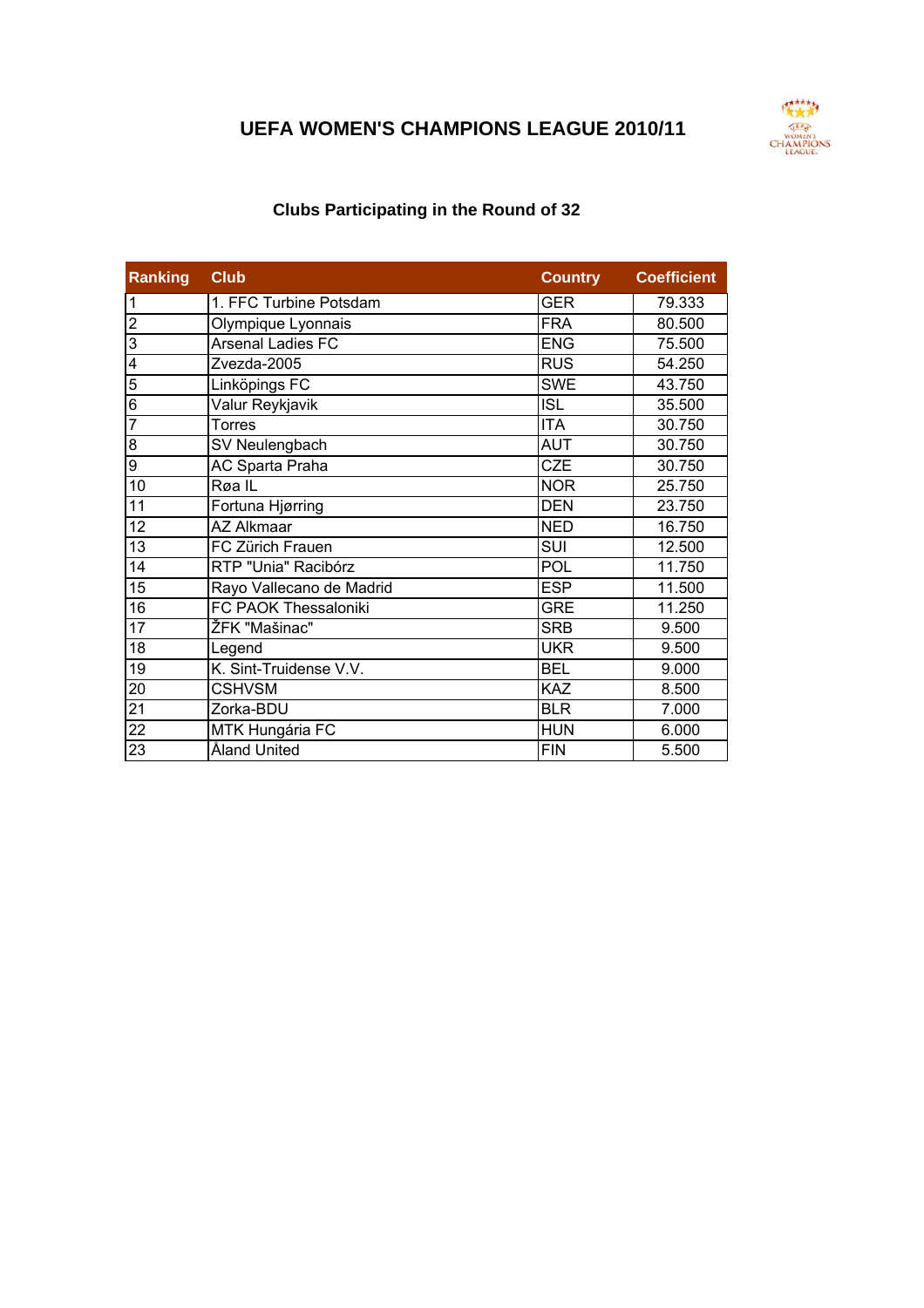## UEFA WOMEN'S CHAMPIONS LEAGUE 2010/11

### Clubs Participating in the Round of 32

| Ranking | Club | Country | Coefficient |
|---|---|---|---|
| 1 | 1. FFC Turbine Potsdam | GER | 79.333 |
| 2 | Olympique Lyonnais | FRA | 80.500 |
| 3 | Arsenal Ladies FC | ENG | 75.500 |
| 4 | Zvezda-2005 | RUS | 54.250 |
| 5 | Linköpings FC | SWE | 43.750 |
| 6 | Valur Reykjavik | ISL | 35.500 |
| 7 | Torres | ITA | 30.750 |
| 8 | SV Neulengbach | AUT | 30.750 |
| 9 | AC Sparta Praha | CZE | 30.750 |
| 10 | Røa IL | NOR | 25.750 |
| 11 | Fortuna Hjørring | DEN | 23.750 |
| 12 | AZ Alkmaar | NED | 16.750 |
| 13 | FC Zürich Frauen | SUI | 12.500 |
| 14 | RTP "Unia" Racibórz | POL | 11.750 |
| 15 | Rayo Vallecano de Madrid | ESP | 11.500 |
| 16 | FC PAOK Thessaloniki | GRE | 11.250 |
| 17 | ŽFK "Mašinac" | SRB | 9.500 |
| 18 | Legend | UKR | 9.500 |
| 19 | K. Sint-Truidense V.V. | BEL | 9.000 |
| 20 | CSHVSM | KAZ | 8.500 |
| 21 | Zorka-BDU | BLR | 7.000 |
| 22 | MTK Hungária FC | HUN | 6.000 |
| 23 | Åland United | FIN | 5.500 |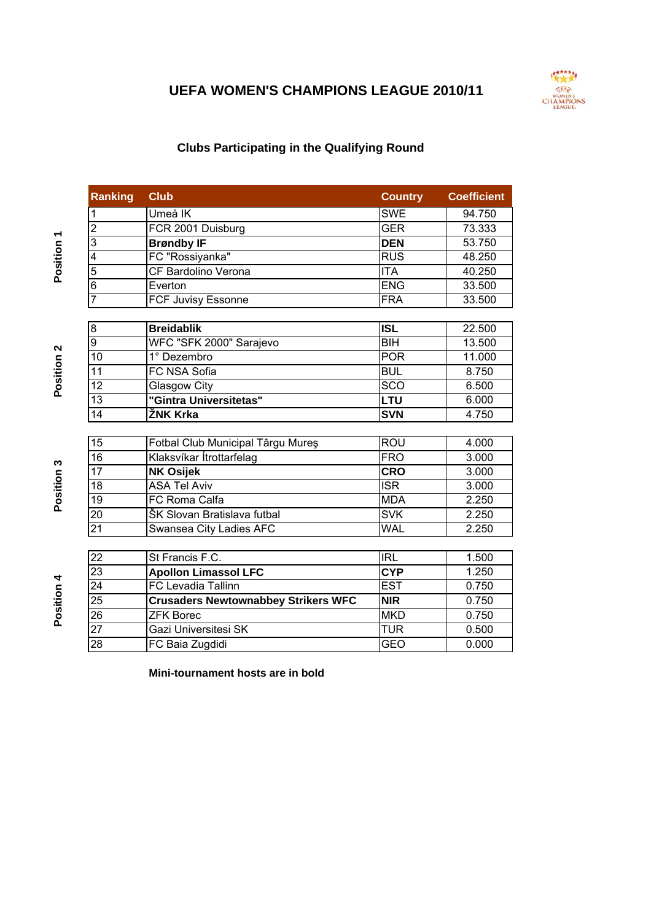# UEFA WOMEN'S CHAMPIONS LEAGUE 2010/11

## Clubs Participating in the Qualifying Round

| | Ranking | Club | Country | Coefficient |
|---|---|---|---|---|
| Position 1 | 1 | Umeå IK | SWE | 94.750 |
| | 2 | FCR 2001 Duisburg | GER | 73.333 |
| | 3 | **Brøndby IF** | **DEN** | 53.750 |
| | 4 | FC "Rossiyanka" | RUS | 48.250 |
| | 5 | CF Bardolino Verona | ITA | 40.250 |
| | 6 | Everton | ENG | 33.500 |
| | 7 | FCF Juvisy Essonne | FRA | 33.500 |
| Position 2 | 8 | **Breidablik** | **ISL** | 22.500 |
| | 9 | WFC "SFK 2000" Sarajevo | BIH | 13.500 |
| | 10 | 1° Dezembro | POR | 11.000 |
| | 11 | FC NSA Sofia | BUL | 8.750 |
| | 12 | Glasgow City | SCO | 6.500 |
| | 13 | **"Gintra Universitetas"** | **LTU** | 6.000 |
| | 14 | **ŽNK Krka** | **SVN** | 4.750 |
| Position 3 | 15 | Fotbal Club Municipal Târgu Mureş | ROU | 4.000 |
| | 16 | Klaksvíkar Ítrottarfelag | FRO | 3.000 |
| | 17 | **NK Osijek** | **CRO** | 3.000 |
| | 18 | ASA Tel Aviv | ISR | 3.000 |
| | 19 | FC Roma Calfa | MDA | 2.250 |
| | 20 | ŠK Slovan Bratislava futbal | SVK | 2.250 |
| | 21 | Swansea City Ladies AFC | WAL | 2.250 |
| Position 4 | 22 | St Francis F.C. | IRL | 1.500 |
| | 23 | **Apollon Limassol LFC** | **CYP** | 1.250 |
| | 24 | FC Levadia Tallinn | EST | 0.750 |
| | 25 | **Crusaders Newtownabbey Strikers WFC** | **NIR** | 0.750 |
| | 26 | ZFK Borec | MKD | 0.750 |
| | 27 | Gazi Universitesi SK | TUR | 0.500 |
| | 28 | FC Baia Zugdidi | GEO | 0.000 |

**Mini-tournament hosts are in bold**